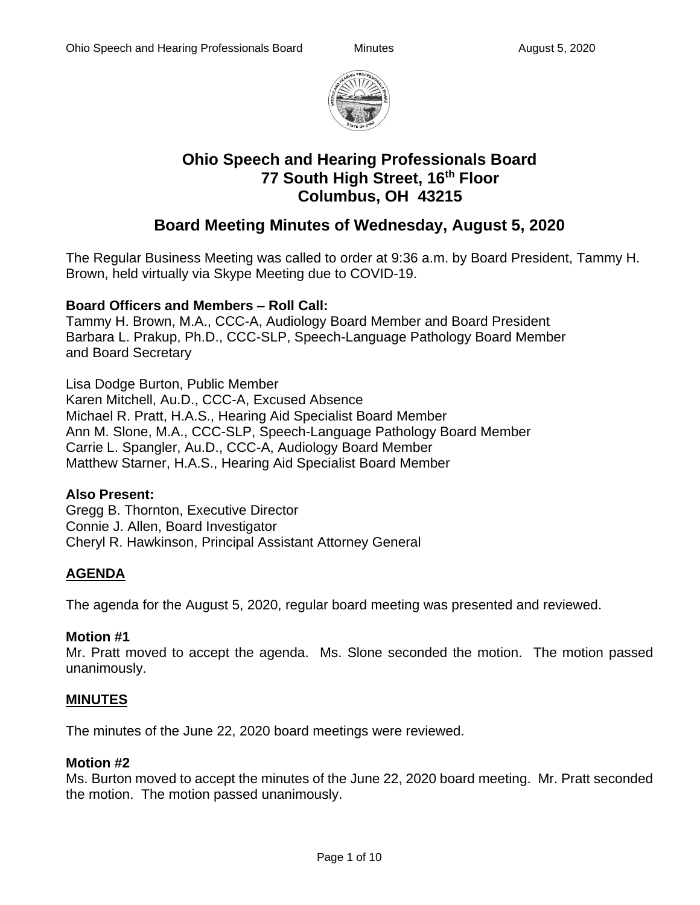# Ohio Speech and Hearing Professionals Board
## 77 South High Street, 16th Floor
## Columbus, OH 43215

## Board Meeting Minutes of Wednesday, August 5, 2020

The Regular Business Meeting was called to order at 9:36 a.m. by Board President, Tammy H. Brown, held virtually via Skype Meeting due to COVID-19.

**Board Officers and Members – Roll Call:**
Tammy H. Brown, M.A., CCC-A, Audiology Board Member and Board President
Barbara L. Prakup, Ph.D., CCC-SLP, Speech-Language Pathology Board Member and Board Secretary

Lisa Dodge Burton, Public Member
Karen Mitchell, Au.D., CCC-A, Excused Absence
Michael R. Pratt, H.A.S., Hearing Aid Specialist Board Member
Ann M. Slone, M.A., CCC-SLP, Speech-Language Pathology Board Member
Carrie L. Spangler, Au.D., CCC-A, Audiology Board Member
Matthew Starner, H.A.S., Hearing Aid Specialist Board Member

**Also Present:**
Gregg B. Thornton, Executive Director
Connie J. Allen, Board Investigator
Cheryl R. Hawkinson, Principal Assistant Attorney General

### AGENDA

The agenda for the August 5, 2020, regular board meeting was presented and reviewed.

**Motion #1**
Mr. Pratt moved to accept the agenda. Ms. Slone seconded the motion. The motion passed unanimously.

### MINUTES

The minutes of the June 22, 2020 board meetings were reviewed.

**Motion #2**
Ms. Burton moved to accept the minutes of the June 22, 2020 board meeting. Mr. Pratt seconded the motion. The motion passed unanimously.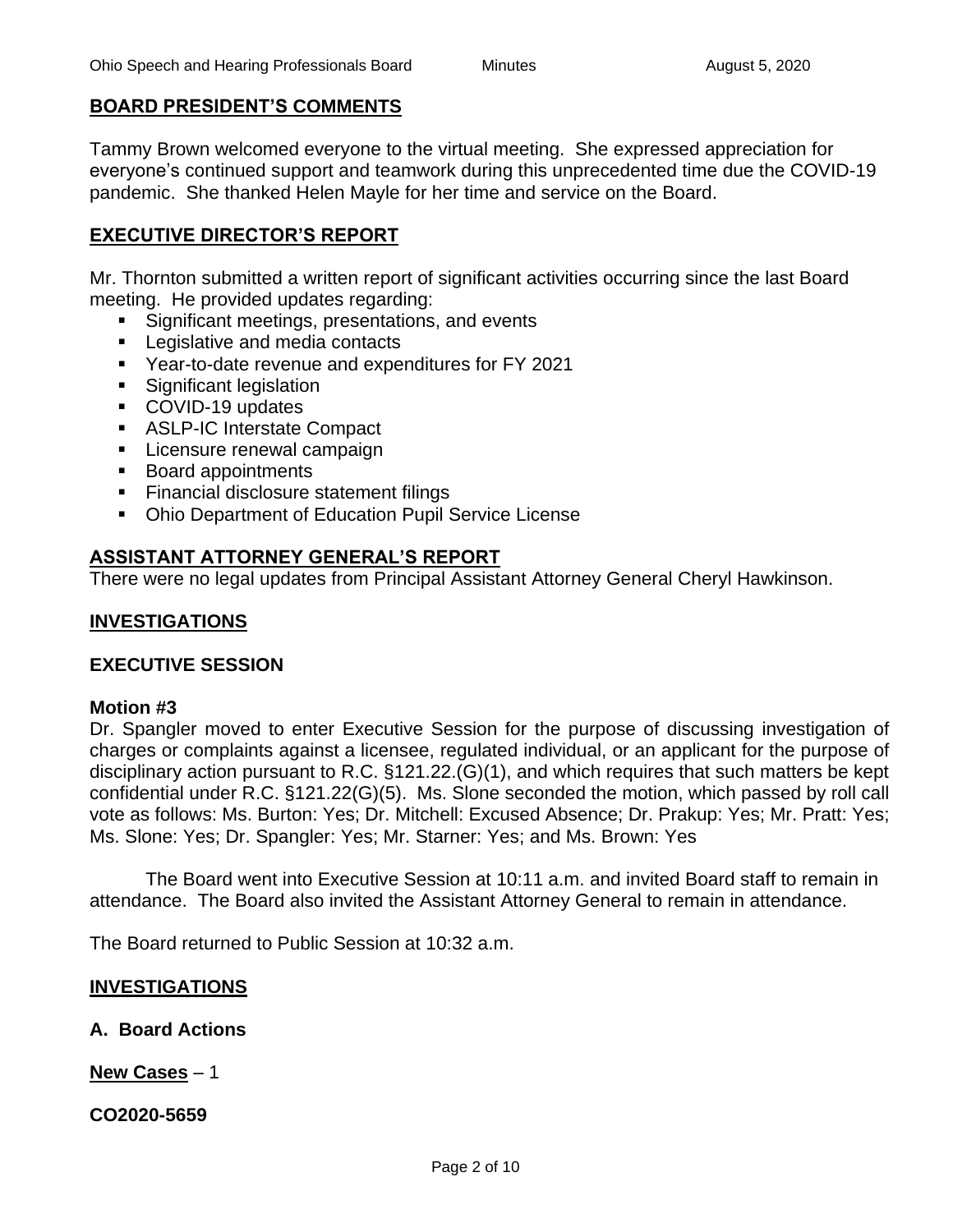## BOARD PRESIDENT'S COMMENTS

Tammy Brown welcomed everyone to the virtual meeting. She expressed appreciation for everyone's continued support and teamwork during this unprecedented time due the COVID-19 pandemic. She thanked Helen Mayle for her time and service on the Board.

## EXECUTIVE DIRECTOR'S REPORT

Mr. Thornton submitted a written report of significant activities occurring since the last Board meeting. He provided updates regarding:

- Significant meetings, presentations, and events
- Legislative and media contacts
- Year-to-date revenue and expenditures for FY 2021
- Significant legislation
- COVID-19 updates
- ASLP-IC Interstate Compact
- Licensure renewal campaign
- Board appointments
- Financial disclosure statement filings
- Ohio Department of Education Pupil Service License

## ASSISTANT ATTORNEY GENERAL'S REPORT

There were no legal updates from Principal Assistant Attorney General Cheryl Hawkinson.

## INVESTIGATIONS

### EXECUTIVE SESSION

**Motion #3**

Dr. Spangler moved to enter Executive Session for the purpose of discussing investigation of charges or complaints against a licensee, regulated individual, or an applicant for the purpose of disciplinary action pursuant to R.C. §121.22.(G)(1), and which requires that such matters be kept confidential under R.C. §121.22(G)(5). Ms. Slone seconded the motion, which passed by roll call vote as follows: Ms. Burton: Yes; Dr. Mitchell: Excused Absence; Dr. Prakup: Yes; Mr. Pratt: Yes; Ms. Slone: Yes; Dr. Spangler: Yes; Mr. Starner: Yes; and Ms. Brown: Yes

The Board went into Executive Session at 10:11 a.m. and invited Board staff to remain in attendance. The Board also invited the Assistant Attorney General to remain in attendance.

The Board returned to Public Session at 10:32 a.m.

## INVESTIGATIONS

### A. Board Actions

**New Cases** – 1

**CO2020-5659**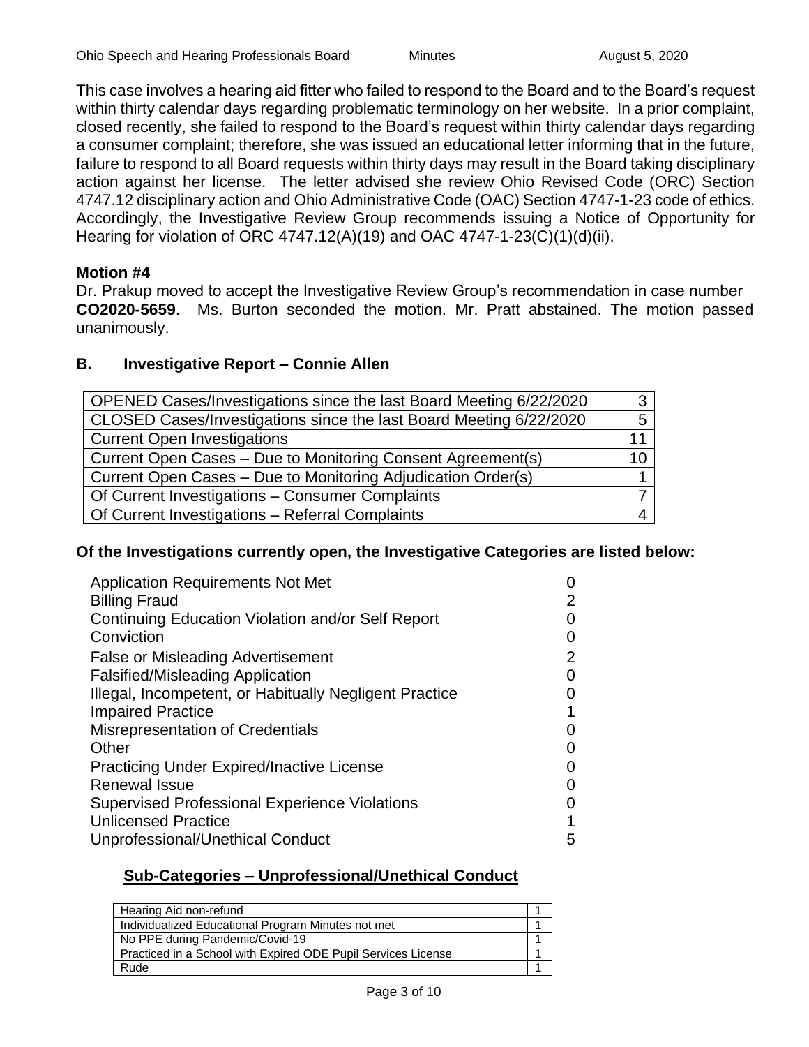This case involves a hearing aid fitter who failed to respond to the Board and to the Board's request within thirty calendar days regarding problematic terminology on her website. In a prior complaint, closed recently, she failed to respond to the Board's request within thirty calendar days regarding a consumer complaint; therefore, she was issued an educational letter informing that in the future, failure to respond to all Board requests within thirty days may result in the Board taking disciplinary action against her license. The letter advised she review Ohio Revised Code (ORC) Section 4747.12 disciplinary action and Ohio Administrative Code (OAC) Section 4747-1-23 code of ethics. Accordingly, the Investigative Review Group recommends issuing a Notice of Opportunity for Hearing for violation of ORC 4747.12(A)(19) and OAC 4747-1-23(C)(1)(d)(ii).

**Motion #4**

Dr. Prakup moved to accept the Investigative Review Group's recommendation in case number **CO2020-5659**. Ms. Burton seconded the motion. Mr. Pratt abstained. The motion passed unanimously.

### B. Investigative Report – Connie Allen

| | |
|---|---|
| OPENED Cases/Investigations since the last Board Meeting 6/22/2020 | 3 |
| CLOSED Cases/Investigations since the last Board Meeting 6/22/2020 | 5 |
| Current Open Investigations | 11 |
| Current Open Cases – Due to Monitoring Consent Agreement(s) | 10 |
| Current Open Cases – Due to Monitoring Adjudication Order(s) | 1 |
| Of Current Investigations – Consumer Complaints | 7 |
| Of Current Investigations – Referral Complaints | 4 |

**Of the Investigations currently open, the Investigative Categories are listed below:**

| | |
|---|---|
| Application Requirements Not Met | 0 |
| Billing Fraud | 2 |
| Continuing Education Violation and/or Self Report | 0 |
| Conviction | 0 |
| False or Misleading Advertisement | 2 |
| Falsified/Misleading Application | 0 |
| Illegal, Incompetent, or Habitually Negligent Practice | 0 |
| Impaired Practice | 1 |
| Misrepresentation of Credentials | 0 |
| Other | 0 |
| Practicing Under Expired/Inactive License | 0 |
| Renewal Issue | 0 |
| Supervised Professional Experience Violations | 0 |
| Unlicensed Practice | 1 |
| Unprofessional/Unethical Conduct | 5 |

**<u>Sub-Categories – Unprofessional/Unethical Conduct</u>**

| | |
|---|---|
| Hearing Aid non-refund | 1 |
| Individualized Educational Program Minutes not met | 1 |
| No PPE during Pandemic/Covid-19 | 1 |
| Practiced in a School with Expired ODE Pupil Services License | 1 |
| Rude | 1 |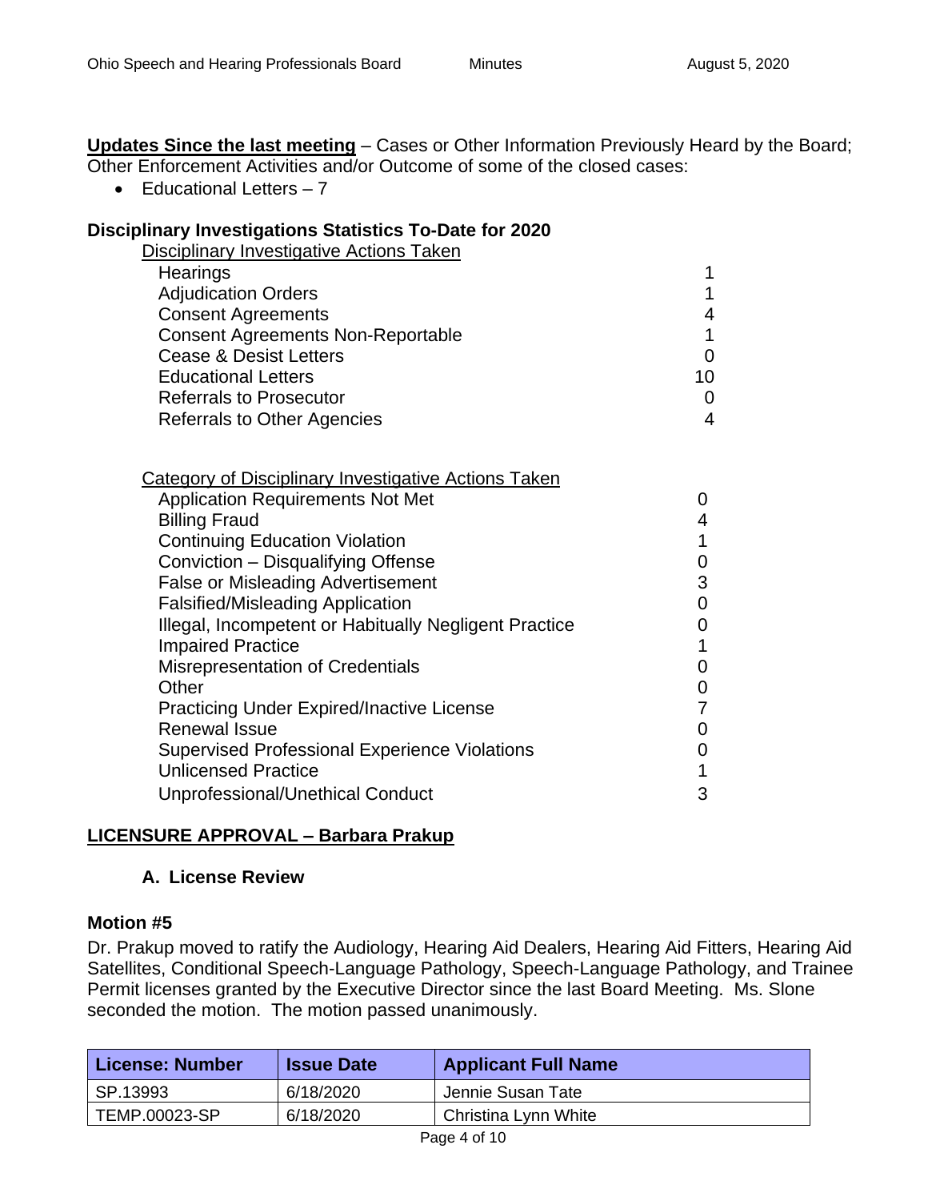**Updates Since the last meeting** – Cases or Other Information Previously Heard by the Board; Other Enforcement Activities and/or Outcome of some of the closed cases:

- Educational Letters – 7

**Disciplinary Investigations Statistics To-Date for 2020**

| Disciplinary Investigative Actions Taken | |
|---|---|
| Hearings | 1 |
| Adjudication Orders | 1 |
| Consent Agreements | 4 |
| Consent Agreements Non-Reportable | 1 |
| Cease & Desist Letters | 0 |
| Educational Letters | 10 |
| Referrals to Prosecutor | 0 |
| Referrals to Other Agencies | 4 |

| Category of Disciplinary Investigative Actions Taken | |
|---|---|
| Application Requirements Not Met | 0 |
| Billing Fraud | 4 |
| Continuing Education Violation | 1 |
| Conviction – Disqualifying Offense | 0 |
| False or Misleading Advertisement | 3 |
| Falsified/Misleading Application | 0 |
| Illegal, Incompetent or Habitually Negligent Practice | 0 |
| Impaired Practice | 1 |
| Misrepresentation of Credentials | 0 |
| Other | 0 |
| Practicing Under Expired/Inactive License | 7 |
| Renewal Issue | 0 |
| Supervised Professional Experience Violations | 0 |
| Unlicensed Practice | 1 |
| Unprofessional/Unethical Conduct | 3 |

## LICENSURE APPROVAL – Barbara Prakup

### A. License Review

**Motion #5**

Dr. Prakup moved to ratify the Audiology, Hearing Aid Dealers, Hearing Aid Fitters, Hearing Aid Satellites, Conditional Speech-Language Pathology, Speech-Language Pathology, and Trainee Permit licenses granted by the Executive Director since the last Board Meeting. Ms. Slone seconded the motion. The motion passed unanimously.

| License: Number | Issue Date | Applicant Full Name |
|---|---|---|
| SP.13993 | 6/18/2020 | Jennie Susan Tate |
| TEMP.00023-SP | 6/18/2020 | Christina Lynn White |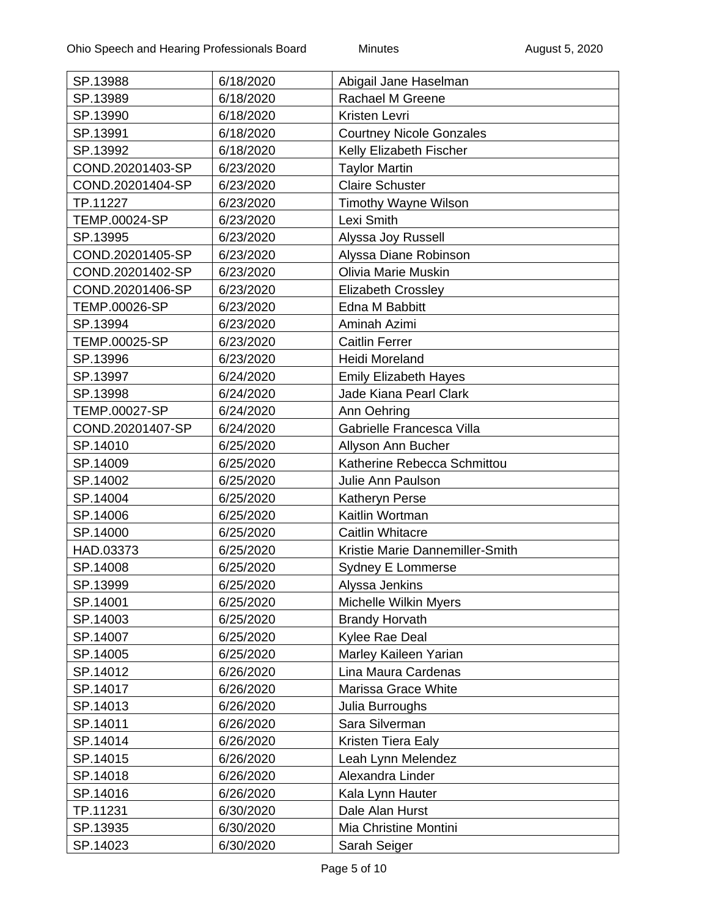| SP.13988 | 6/18/2020 | Abigail Jane Haselman |
|---|---|---|
| SP.13989 | 6/18/2020 | Rachael M Greene |
| SP.13990 | 6/18/2020 | Kristen Levri |
| SP.13991 | 6/18/2020 | Courtney Nicole Gonzales |
| SP.13992 | 6/18/2020 | Kelly Elizabeth Fischer |
| COND.20201403-SP | 6/23/2020 | Taylor Martin |
| COND.20201404-SP | 6/23/2020 | Claire Schuster |
| TP.11227 | 6/23/2020 | Timothy Wayne Wilson |
| TEMP.00024-SP | 6/23/2020 | Lexi Smith |
| SP.13995 | 6/23/2020 | Alyssa Joy Russell |
| COND.20201405-SP | 6/23/2020 | Alyssa Diane Robinson |
| COND.20201402-SP | 6/23/2020 | Olivia Marie Muskin |
| COND.20201406-SP | 6/23/2020 | Elizabeth Crossley |
| TEMP.00026-SP | 6/23/2020 | Edna M Babbitt |
| SP.13994 | 6/23/2020 | Aminah Azimi |
| TEMP.00025-SP | 6/23/2020 | Caitlin Ferrer |
| SP.13996 | 6/23/2020 | Heidi Moreland |
| SP.13997 | 6/24/2020 | Emily Elizabeth Hayes |
| SP.13998 | 6/24/2020 | Jade Kiana Pearl Clark |
| TEMP.00027-SP | 6/24/2020 | Ann Oehring |
| COND.20201407-SP | 6/24/2020 | Gabrielle Francesca Villa |
| SP.14010 | 6/25/2020 | Allyson Ann Bucher |
| SP.14009 | 6/25/2020 | Katherine Rebecca Schmittou |
| SP.14002 | 6/25/2020 | Julie Ann Paulson |
| SP.14004 | 6/25/2020 | Katheryn Perse |
| SP.14006 | 6/25/2020 | Kaitlin Wortman |
| SP.14000 | 6/25/2020 | Caitlin Whitacre |
| HAD.03373 | 6/25/2020 | Kristie Marie Dannemiller-Smith |
| SP.14008 | 6/25/2020 | Sydney E Lommerse |
| SP.13999 | 6/25/2020 | Alyssa Jenkins |
| SP.14001 | 6/25/2020 | Michelle Wilkin Myers |
| SP.14003 | 6/25/2020 | Brandy Horvath |
| SP.14007 | 6/25/2020 | Kylee Rae Deal |
| SP.14005 | 6/25/2020 | Marley Kaileen Yarian |
| SP.14012 | 6/26/2020 | Lina Maura Cardenas |
| SP.14017 | 6/26/2020 | Marissa Grace White |
| SP.14013 | 6/26/2020 | Julia Burroughs |
| SP.14011 | 6/26/2020 | Sara Silverman |
| SP.14014 | 6/26/2020 | Kristen Tiera Ealy |
| SP.14015 | 6/26/2020 | Leah Lynn Melendez |
| SP.14018 | 6/26/2020 | Alexandra Linder |
| SP.14016 | 6/26/2020 | Kala Lynn Hauter |
| TP.11231 | 6/30/2020 | Dale Alan Hurst |
| SP.13935 | 6/30/2020 | Mia Christine Montini |
| SP.14023 | 6/30/2020 | Sarah Seiger |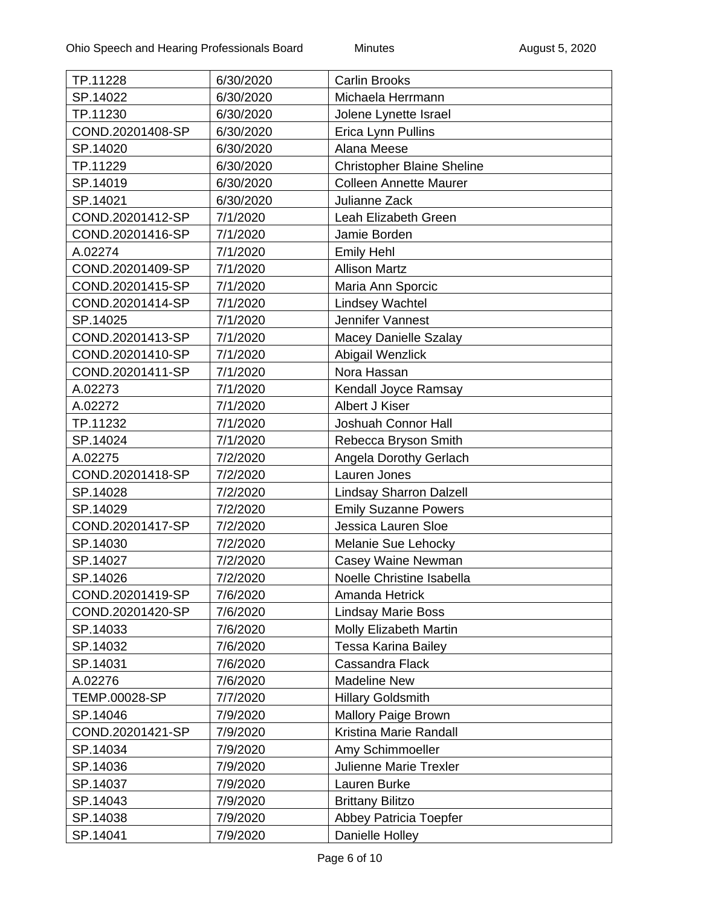| TP.11228 | 6/30/2020 | Carlin Brooks |
|---|---|---|
| SP.14022 | 6/30/2020 | Michaela Herrmann |
| TP.11230 | 6/30/2020 | Jolene Lynette Israel |
| COND.20201408-SP | 6/30/2020 | Erica Lynn Pullins |
| SP.14020 | 6/30/2020 | Alana Meese |
| TP.11229 | 6/30/2020 | Christopher Blaine Sheline |
| SP.14019 | 6/30/2020 | Colleen Annette Maurer |
| SP.14021 | 6/30/2020 | Julianne Zack |
| COND.20201412-SP | 7/1/2020 | Leah Elizabeth Green |
| COND.20201416-SP | 7/1/2020 | Jamie Borden |
| A.02274 | 7/1/2020 | Emily Hehl |
| COND.20201409-SP | 7/1/2020 | Allison Martz |
| COND.20201415-SP | 7/1/2020 | Maria Ann Sporcic |
| COND.20201414-SP | 7/1/2020 | Lindsey Wachtel |
| SP.14025 | 7/1/2020 | Jennifer Vannest |
| COND.20201413-SP | 7/1/2020 | Macey Danielle Szalay |
| COND.20201410-SP | 7/1/2020 | Abigail Wenzlick |
| COND.20201411-SP | 7/1/2020 | Nora Hassan |
| A.02273 | 7/1/2020 | Kendall Joyce Ramsay |
| A.02272 | 7/1/2020 | Albert J Kiser |
| TP.11232 | 7/1/2020 | Joshuah Connor Hall |
| SP.14024 | 7/1/2020 | Rebecca Bryson Smith |
| A.02275 | 7/2/2020 | Angela Dorothy Gerlach |
| COND.20201418-SP | 7/2/2020 | Lauren Jones |
| SP.14028 | 7/2/2020 | Lindsay Sharron Dalzell |
| SP.14029 | 7/2/2020 | Emily Suzanne Powers |
| COND.20201417-SP | 7/2/2020 | Jessica Lauren Sloe |
| SP.14030 | 7/2/2020 | Melanie Sue Lehocky |
| SP.14027 | 7/2/2020 | Casey Waine Newman |
| SP.14026 | 7/2/2020 | Noelle Christine Isabella |
| COND.20201419-SP | 7/6/2020 | Amanda Hetrick |
| COND.20201420-SP | 7/6/2020 | Lindsay Marie Boss |
| SP.14033 | 7/6/2020 | Molly Elizabeth Martin |
| SP.14032 | 7/6/2020 | Tessa Karina Bailey |
| SP.14031 | 7/6/2020 | Cassandra Flack |
| A.02276 | 7/6/2020 | Madeline New |
| TEMP.00028-SP | 7/7/2020 | Hillary Goldsmith |
| SP.14046 | 7/9/2020 | Mallory Paige Brown |
| COND.20201421-SP | 7/9/2020 | Kristina Marie Randall |
| SP.14034 | 7/9/2020 | Amy Schimmoeller |
| SP.14036 | 7/9/2020 | Julienne Marie Trexler |
| SP.14037 | 7/9/2020 | Lauren Burke |
| SP.14043 | 7/9/2020 | Brittany Bilitzo |
| SP.14038 | 7/9/2020 | Abbey Patricia Toepfer |
| SP.14041 | 7/9/2020 | Danielle Holley |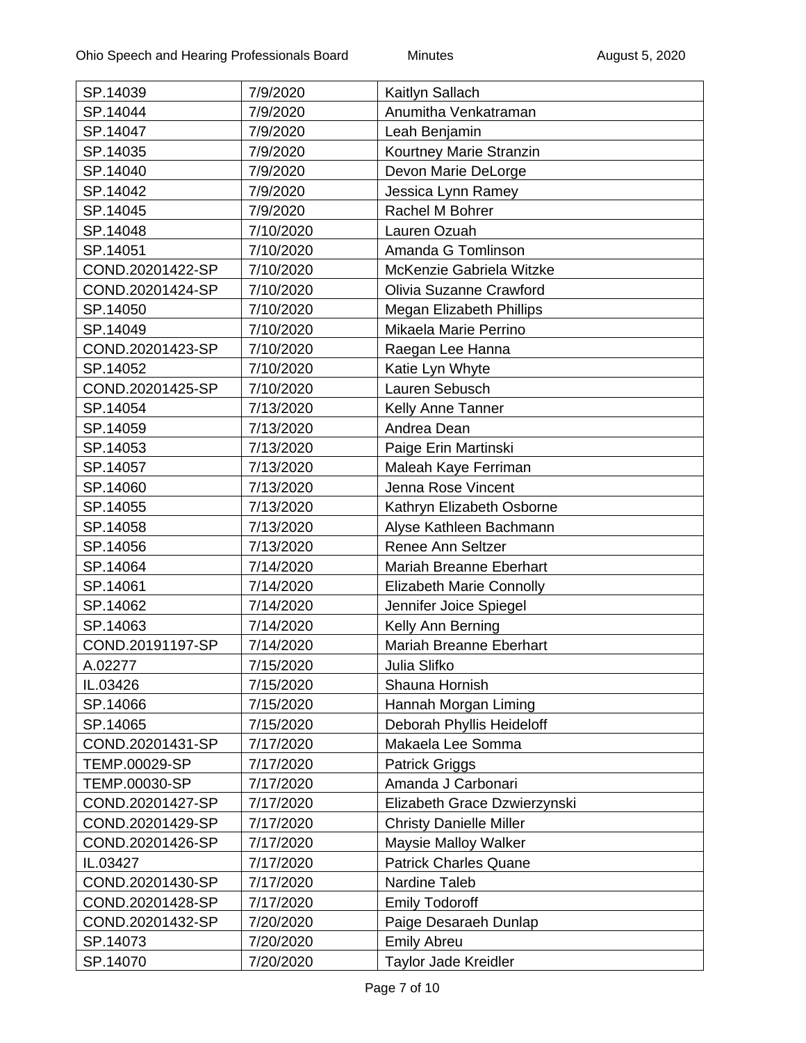| SP.14039 | 7/9/2020 | Kaitlyn Sallach |
|---|---|---|
| SP.14044 | 7/9/2020 | Anumitha Venkatraman |
| SP.14047 | 7/9/2020 | Leah Benjamin |
| SP.14035 | 7/9/2020 | Kourtney Marie Stranzin |
| SP.14040 | 7/9/2020 | Devon Marie DeLorge |
| SP.14042 | 7/9/2020 | Jessica Lynn Ramey |
| SP.14045 | 7/9/2020 | Rachel M Bohrer |
| SP.14048 | 7/10/2020 | Lauren Ozuah |
| SP.14051 | 7/10/2020 | Amanda G Tomlinson |
| COND.20201422-SP | 7/10/2020 | McKenzie Gabriela Witzke |
| COND.20201424-SP | 7/10/2020 | Olivia Suzanne Crawford |
| SP.14050 | 7/10/2020 | Megan Elizabeth Phillips |
| SP.14049 | 7/10/2020 | Mikaela Marie Perrino |
| COND.20201423-SP | 7/10/2020 | Raegan Lee Hanna |
| SP.14052 | 7/10/2020 | Katie Lyn Whyte |
| COND.20201425-SP | 7/10/2020 | Lauren Sebusch |
| SP.14054 | 7/13/2020 | Kelly Anne Tanner |
| SP.14059 | 7/13/2020 | Andrea Dean |
| SP.14053 | 7/13/2020 | Paige Erin Martinski |
| SP.14057 | 7/13/2020 | Maleah Kaye Ferriman |
| SP.14060 | 7/13/2020 | Jenna Rose Vincent |
| SP.14055 | 7/13/2020 | Kathryn Elizabeth Osborne |
| SP.14058 | 7/13/2020 | Alyse Kathleen Bachmann |
| SP.14056 | 7/13/2020 | Renee Ann Seltzer |
| SP.14064 | 7/14/2020 | Mariah Breanne Eberhart |
| SP.14061 | 7/14/2020 | Elizabeth Marie Connolly |
| SP.14062 | 7/14/2020 | Jennifer Joice Spiegel |
| SP.14063 | 7/14/2020 | Kelly Ann Berning |
| COND.20191197-SP | 7/14/2020 | Mariah Breanne Eberhart |
| A.02277 | 7/15/2020 | Julia Slifko |
| IL.03426 | 7/15/2020 | Shauna Hornish |
| SP.14066 | 7/15/2020 | Hannah Morgan Liming |
| SP.14065 | 7/15/2020 | Deborah Phyllis Heideloff |
| COND.20201431-SP | 7/17/2020 | Makaela Lee Somma |
| TEMP.00029-SP | 7/17/2020 | Patrick Griggs |
| TEMP.00030-SP | 7/17/2020 | Amanda J Carbonari |
| COND.20201427-SP | 7/17/2020 | Elizabeth Grace Dzwierzynski |
| COND.20201429-SP | 7/17/2020 | Christy Danielle Miller |
| COND.20201426-SP | 7/17/2020 | Maysie Malloy Walker |
| IL.03427 | 7/17/2020 | Patrick Charles Quane |
| COND.20201430-SP | 7/17/2020 | Nardine Taleb |
| COND.20201428-SP | 7/17/2020 | Emily Todoroff |
| COND.20201432-SP | 7/20/2020 | Paige Desaraeh Dunlap |
| SP.14073 | 7/20/2020 | Emily Abreu |
| SP.14070 | 7/20/2020 | Taylor Jade Kreidler |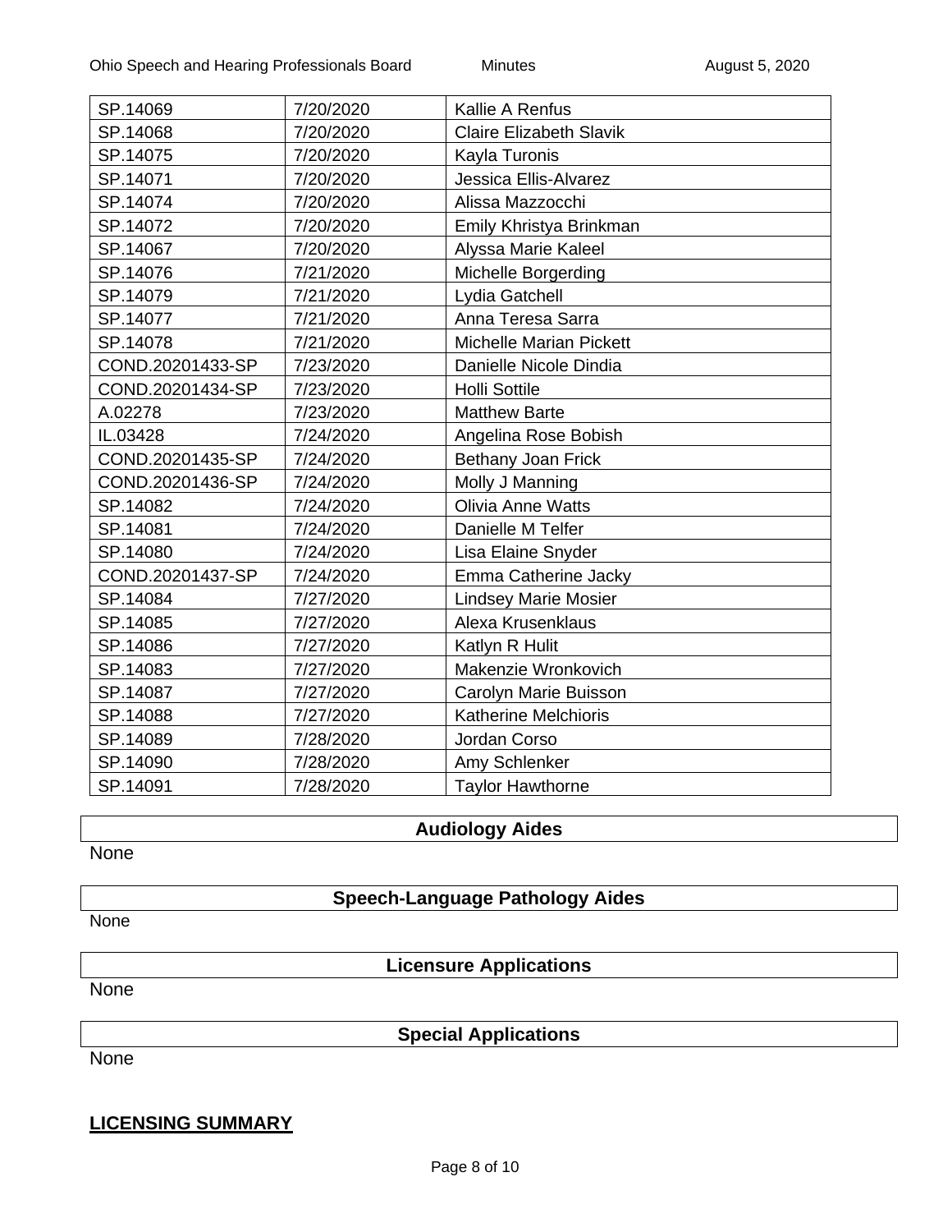| | | |
|---|---|---|
| SP.14069 | 7/20/2020 | Kallie A Renfus |
| SP.14068 | 7/20/2020 | Claire Elizabeth Slavik |
| SP.14075 | 7/20/2020 | Kayla Turonis |
| SP.14071 | 7/20/2020 | Jessica Ellis-Alvarez |
| SP.14074 | 7/20/2020 | Alissa Mazzocchi |
| SP.14072 | 7/20/2020 | Emily Khristya Brinkman |
| SP.14067 | 7/20/2020 | Alyssa Marie Kaleel |
| SP.14076 | 7/21/2020 | Michelle Borgerding |
| SP.14079 | 7/21/2020 | Lydia Gatchell |
| SP.14077 | 7/21/2020 | Anna Teresa Sarra |
| SP.14078 | 7/21/2020 | Michelle Marian Pickett |
| COND.20201433-SP | 7/23/2020 | Danielle Nicole Dindia |
| COND.20201434-SP | 7/23/2020 | Holli Sottile |
| A.02278 | 7/23/2020 | Matthew Barte |
| IL.03428 | 7/24/2020 | Angelina Rose Bobish |
| COND.20201435-SP | 7/24/2020 | Bethany Joan Frick |
| COND.20201436-SP | 7/24/2020 | Molly J Manning |
| SP.14082 | 7/24/2020 | Olivia Anne Watts |
| SP.14081 | 7/24/2020 | Danielle M Telfer |
| SP.14080 | 7/24/2020 | Lisa Elaine Snyder |
| COND.20201437-SP | 7/24/2020 | Emma Catherine Jacky |
| SP.14084 | 7/27/2020 | Lindsey Marie Mosier |
| SP.14085 | 7/27/2020 | Alexa Krusenklaus |
| SP.14086 | 7/27/2020 | Katlyn R Hulit |
| SP.14083 | 7/27/2020 | Makenzie Wronkovich |
| SP.14087 | 7/27/2020 | Carolyn Marie Buisson |
| SP.14088 | 7/27/2020 | Katherine Melchioris |
| SP.14089 | 7/28/2020 | Jordan Corso |
| SP.14090 | 7/28/2020 | Amy Schlenker |
| SP.14091 | 7/28/2020 | Taylor Hawthorne |

**Audiology Aides**

None

**Speech-Language Pathology Aides**

None

**Licensure Applications**

None

**Special Applications**

None

## LICENSING SUMMARY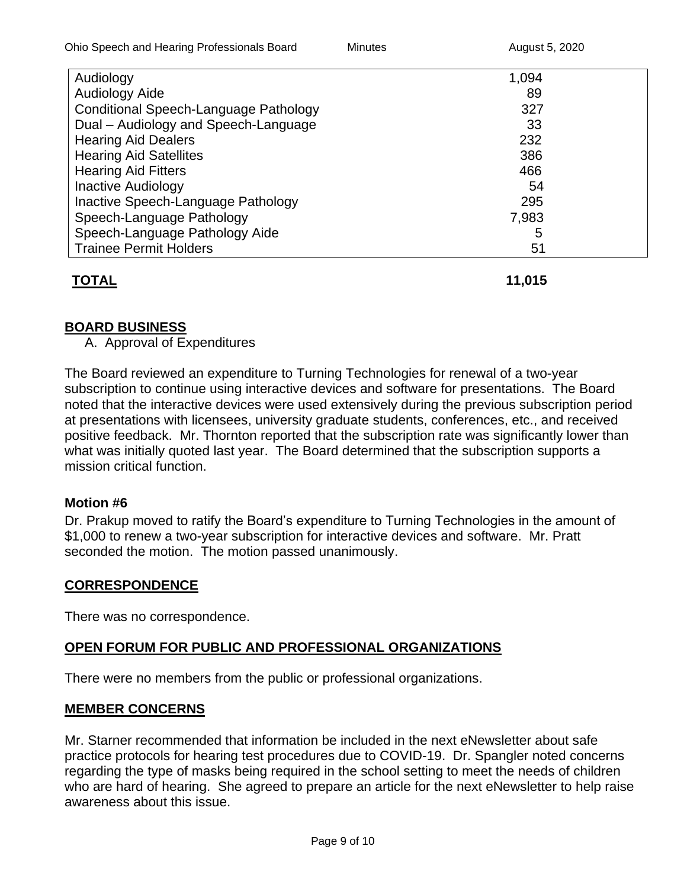| Audiology | 1,094 |
|---|---|
| Audiology Aide | 89 |
| Conditional Speech-Language Pathology | 327 |
| Dual – Audiology and Speech-Language | 33 |
| Hearing Aid Dealers | 232 |
| Hearing Aid Satellites | 386 |
| Hearing Aid Fitters | 466 |
| Inactive Audiology | 54 |
| Inactive Speech-Language Pathology | 295 |
| Speech-Language Pathology | 7,983 |
| Speech-Language Pathology Aide | 5 |
| Trainee Permit Holders | 51 |
| **TOTAL** | **11,015** |

## BOARD BUSINESS

A. Approval of Expenditures

The Board reviewed an expenditure to Turning Technologies for renewal of a two-year subscription to continue using interactive devices and software for presentations. The Board noted that the interactive devices were used extensively during the previous subscription period at presentations with licensees, university graduate students, conferences, etc., and received positive feedback. Mr. Thornton reported that the subscription rate was significantly lower than what was initially quoted last year. The Board determined that the subscription supports a mission critical function.

**Motion #6**

Dr. Prakup moved to ratify the Board's expenditure to Turning Technologies in the amount of $1,000 to renew a two-year subscription for interactive devices and software. Mr. Pratt seconded the motion. The motion passed unanimously.

## CORRESPONDENCE

There was no correspondence.

## OPEN FORUM FOR PUBLIC AND PROFESSIONAL ORGANIZATIONS

There were no members from the public or professional organizations.

## MEMBER CONCERNS

Mr. Starner recommended that information be included in the next eNewsletter about safe practice protocols for hearing test procedures due to COVID-19. Dr. Spangler noted concerns regarding the type of masks being required in the school setting to meet the needs of children who are hard of hearing. She agreed to prepare an article for the next eNewsletter to help raise awareness about this issue.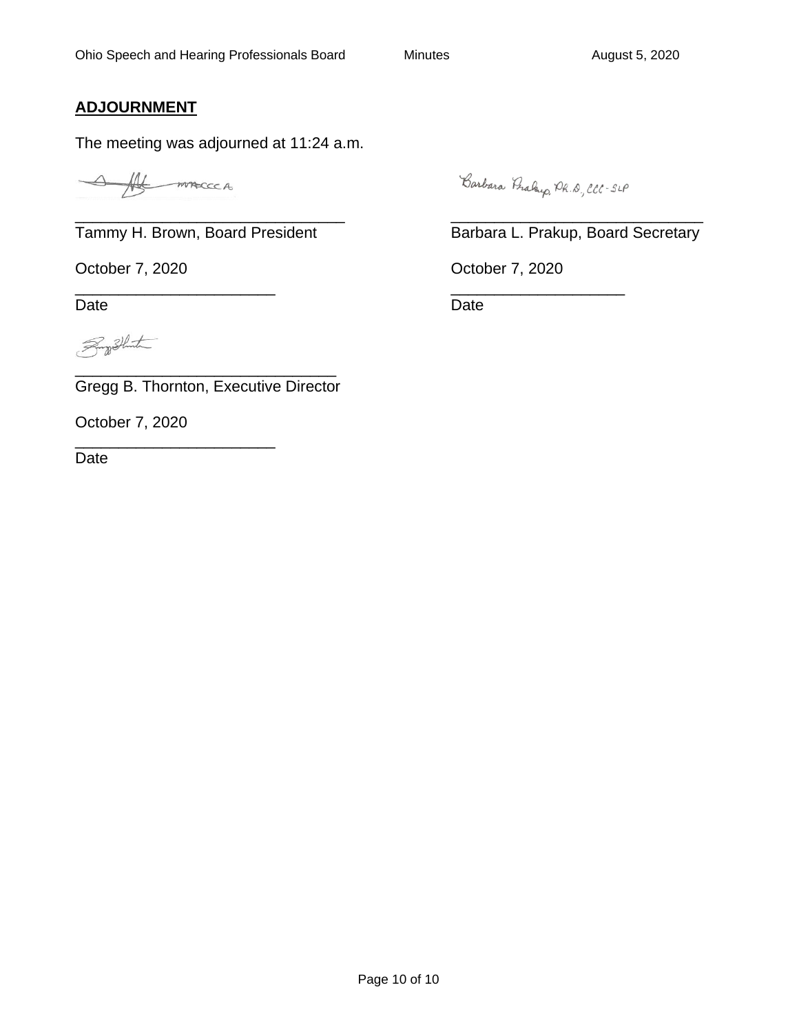## ADJOURNMENT

The meeting was adjourned at 11:24 a.m.

\_\_\_\_\_\_\_\_\_\_\_\_\_\_\_\_\_\_\_\_\_\_\_\_\_\_\_\_\_\_\_\_
Tammy H. Brown, Board President

October 7, 2020
\_\_\_\_\_\_\_\_\_\_\_\_\_\_\_\_\_\_\_\_\_\_\_\_
Date

\_\_\_\_\_\_\_\_\_\_\_\_\_\_\_\_\_\_\_\_\_\_\_\_\_\_\_\_\_\_\_\_
Barbara L. Prakup, Board Secretary

October 7, 2020
\_\_\_\_\_\_\_\_\_\_\_\_\_\_\_\_\_\_\_\_\_
Date

\_\_\_\_\_\_\_\_\_\_\_\_\_\_\_\_\_\_\_\_\_\_\_\_\_\_\_\_\_\_\_\_
Gregg B. Thornton, Executive Director

October 7, 2020
\_\_\_\_\_\_\_\_\_\_\_\_\_\_\_\_\_\_\_\_\_\_\_\_
Date